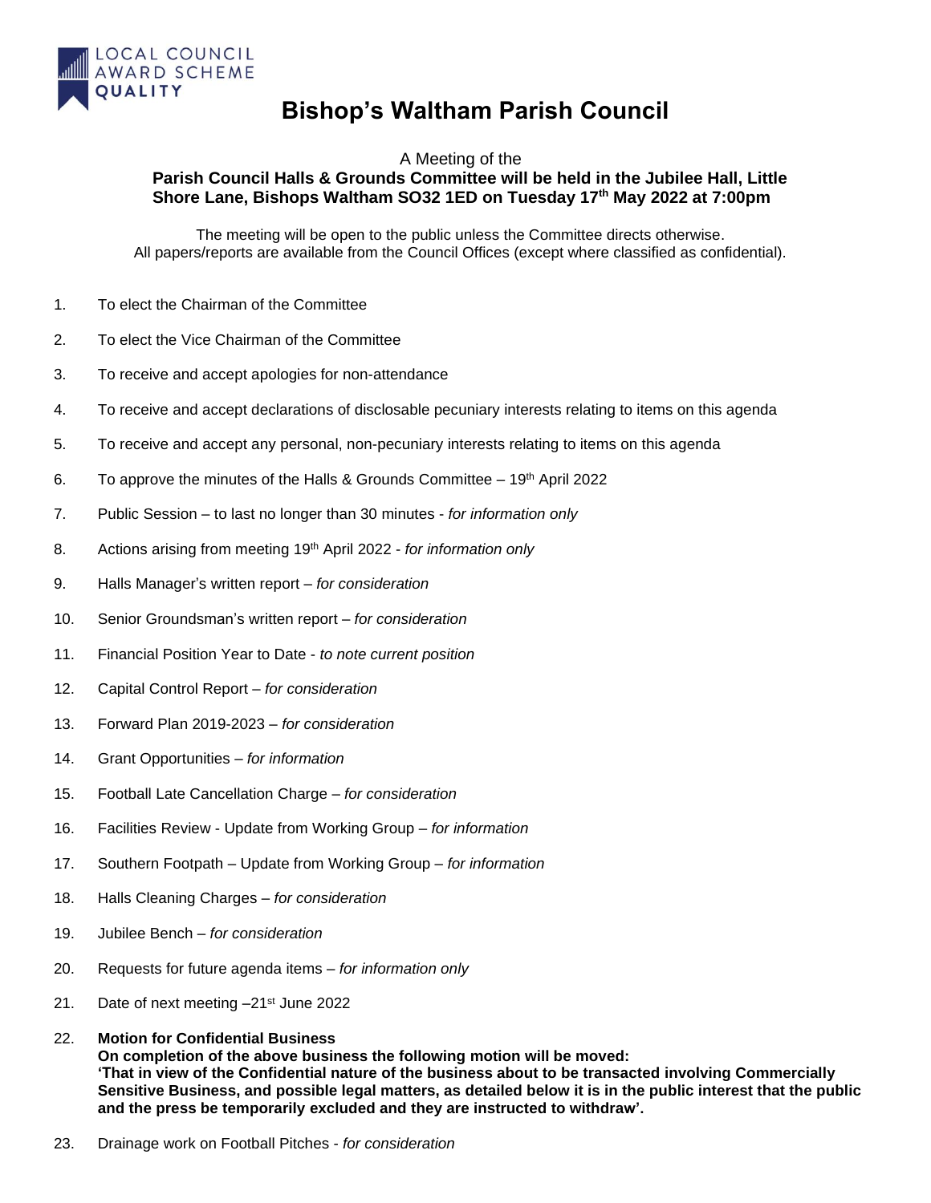LOCAL COUNCIL AWARD SCHEME QUALITY

# Bishop's Waltham Parish Council

A Meeting of the

**Parish Council Halls & Grounds Committee will be held in the Jubilee Hall, Little Shore Lane, Bishops Waltham SO32 1ED on Tuesday 17th May 2022 at 7:00pm**

The meeting will be open to the public unless the Committee directs otherwise.
All papers/reports are available from the Council Offices (except where classified as confidential).

1. To elect the Chairman of the Committee
2. To elect the Vice Chairman of the Committee
3. To receive and accept apologies for non-attendance
4. To receive and accept declarations of disclosable pecuniary interests relating to items on this agenda
5. To receive and accept any personal, non-pecuniary interests relating to items on this agenda
6. To approve the minutes of the Halls & Grounds Committee – 19th April 2022
7. Public Session – to last no longer than 30 minutes - *for information only*
8. Actions arising from meeting 19th April 2022 - *for information only*
9. Halls Manager's written report – *for consideration*
10. Senior Groundsman's written report – *for consideration*
11. Financial Position Year to Date - *to note current position*
12. Capital Control Report – *for consideration*
13. Forward Plan 2019-2023 – *for consideration*
14. Grant Opportunities – *for information*
15. Football Late Cancellation Charge – *for consideration*
16. Facilities Review - Update from Working Group – *for information*
17. Southern Footpath – Update from Working Group – *for information*
18. Halls Cleaning Charges – *for consideration*
19. Jubilee Bench – *for consideration*
20. Requests for future agenda items – *for information only*
21. Date of next meeting –21st June 2022
22. **Motion for Confidential Business**
**On completion of the above business the following motion will be moved:**
**'That in view of the Confidential nature of the business about to be transacted involving Commercially Sensitive Business, and possible legal matters, as detailed below it is in the public interest that the public and the press be temporarily excluded and they are instructed to withdraw'.**
23. Drainage work on Football Pitches - *for consideration*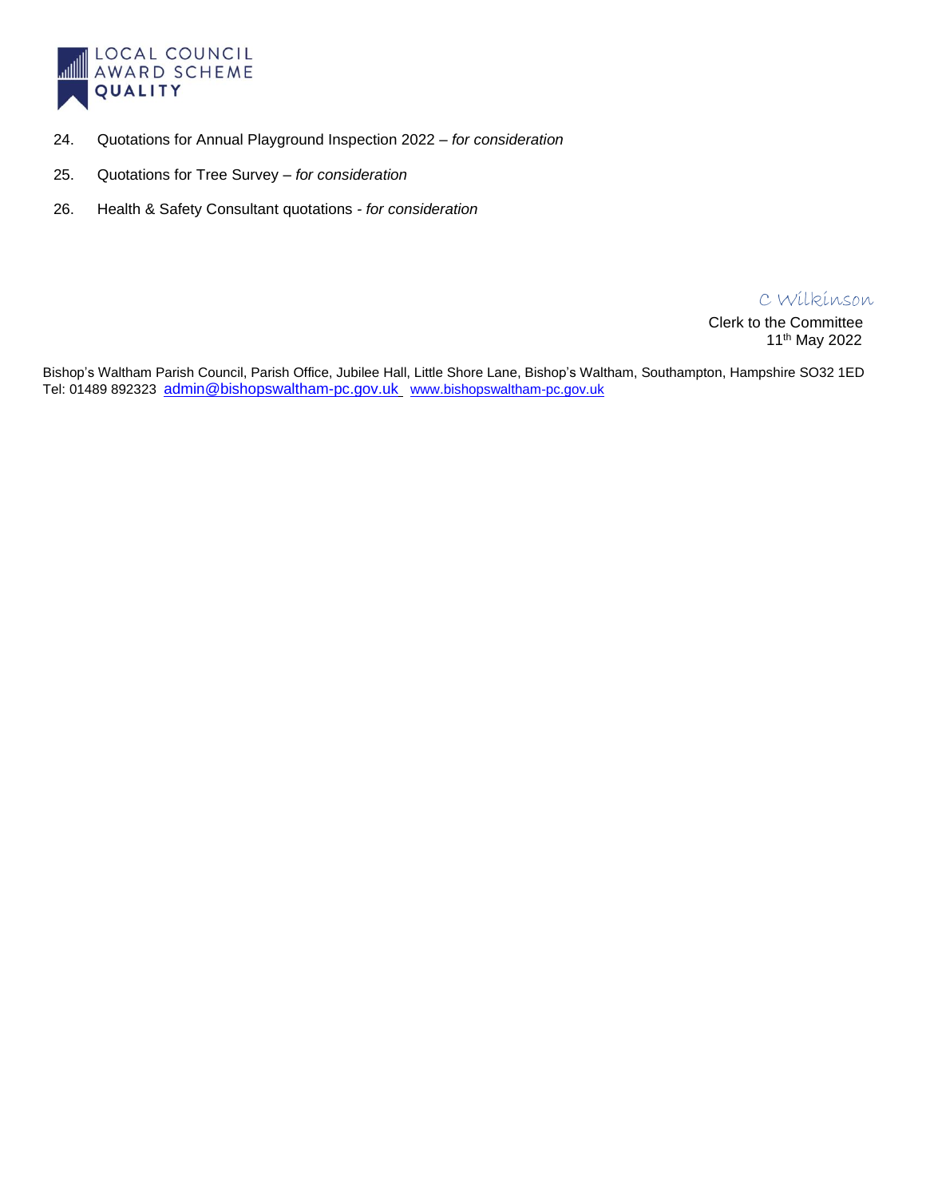24. Quotations for Annual Playground Inspection 2022 – *for consideration*

25. Quotations for Tree Survey – *for consideration*

26. Health & Safety Consultant quotations - *for consideration*

C Wilkinson

Clerk to the Committee
11th May 2022

Bishop's Waltham Parish Council, Parish Office, Jubilee Hall, Little Shore Lane, Bishop's Waltham, Southampton, Hampshire SO32 1ED
Tel: 01489 892323 admin@bishopswaltham-pc.gov.uk www.bishopswaltham-pc.gov.uk